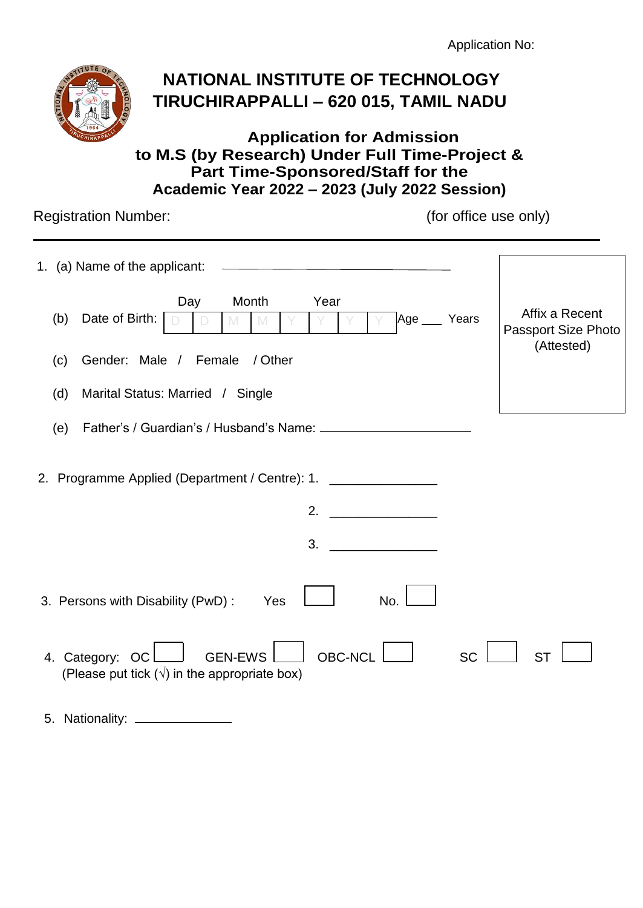Application No:

# NATIONAL INSTITUTE OF TECHNOLOGY
# TIRUCHIRAPPALLI – 620 015, TAMIL NADU

## Application for Admission to M.S (by Research) Under Full Time-Project & Part Time-Sponsored/Staff for the Academic Year 2022 – 2023 (July 2022 Session)

Registration Number: (for office use only)

---

1. (a) Name of the applicant: ______________________________

   (b) Date of Birth:

   | Day | | Month | | Year | | | |
   |---|---|---|---|---|---|---|---|
   | D | D | M | M | Y | Y | Y | Y |

   Age ___ Years

   (c) Gender: Male / Female / Other

   (d) Marital Status: Married / Single

   (e) Father's / Guardian's / Husband's Name: ______________________

   Affix a Recent Passport Size Photo (Attested)

2. Programme Applied (Department / Centre): 1. _______________

   2. _______________

   3. _______________

3. Persons with Disability (PwD) : Yes ☐ No. ☐

4. Category: OC ☐ GEN-EWS ☐ OBC-NCL ☐ SC ☐ ST ☐
   (Please put tick (√) in the appropriate box)

5. Nationality: ______________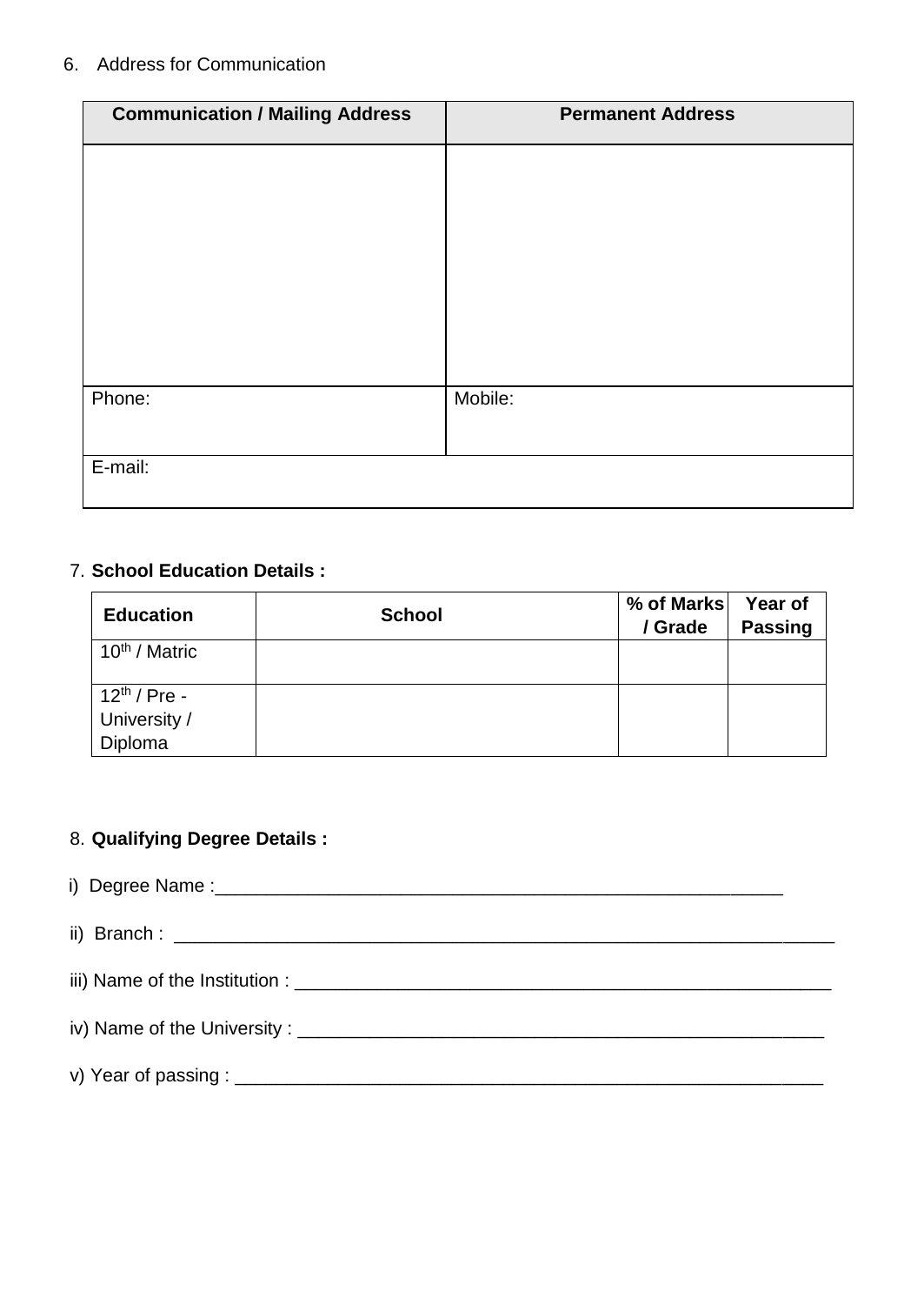6. Address for Communication

| Communication / Mailing Address | Permanent Address |
| --- | --- |
| | |
| Phone: | Mobile: |
| E-mail: | |

7. **School Education Details :**

| Education | School | % of Marks / Grade | Year of Passing |
| --- | --- | --- | --- |
| 10th / Matric | | | |
| 12th / Pre - University / Diploma | | | |

8. **Qualifying Degree Details :**

i) Degree Name :___________________________________________________________

ii) Branch : _____________________________________________________________________

iii) Name of the Institution : _______________________________________________________

iv) Name of the University : _______________________________________________________

v) Year of passing : ___________________________________________________________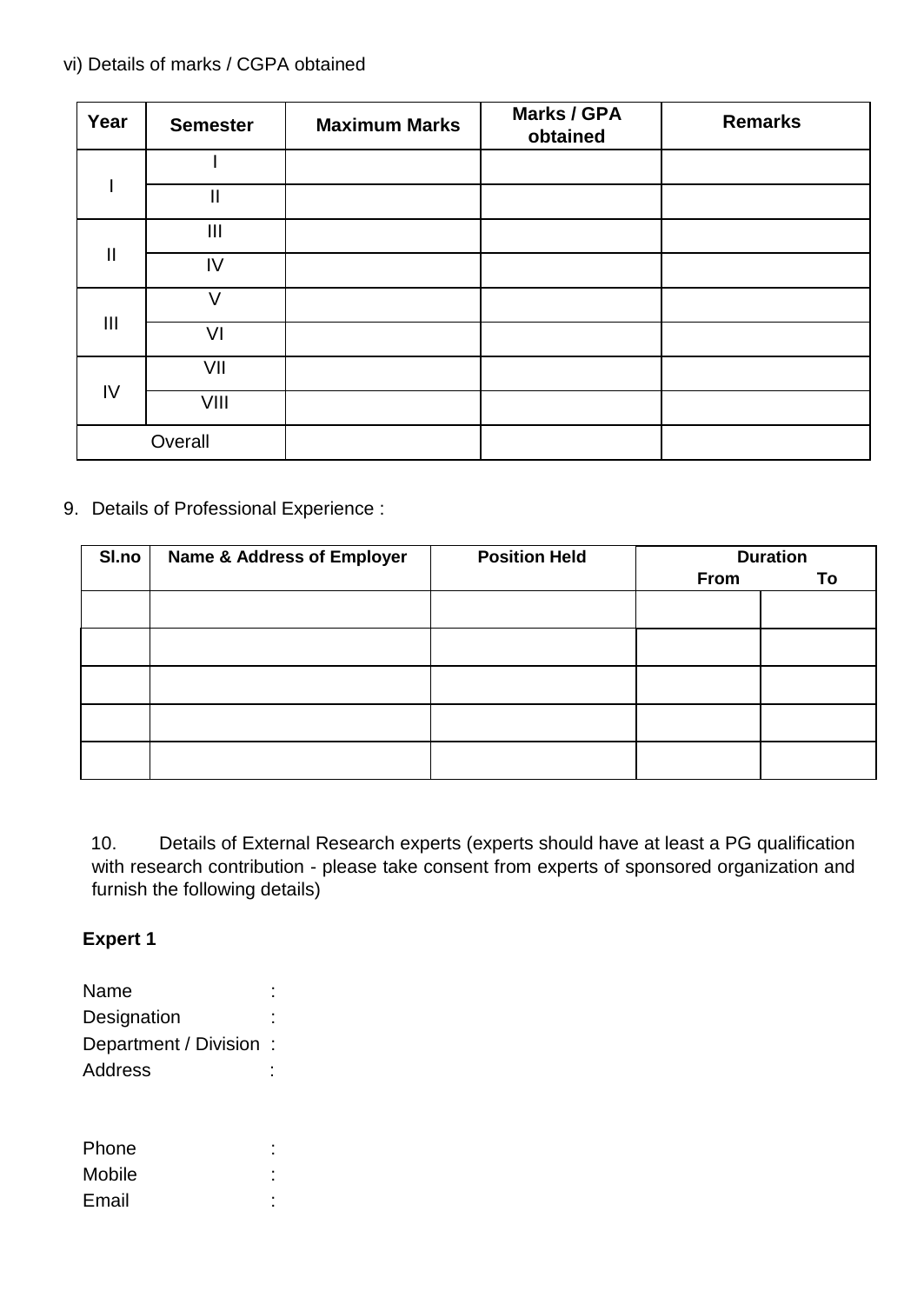vi) Details of marks / CGPA obtained

| Year | Semester | Maximum Marks | Marks / GPA obtained | Remarks |
|---|---|---|---|---|
| I | I | | | |
| | II | | | |
| II | III | | | |
| | IV | | | |
| III | V | | | |
| | VI | | | |
| IV | VII | | | |
| | VIII | | | |
| Overall | | | | |

9. Details of Professional Experience :

| Sl.no | Name & Address of Employer | Position Held | Duration | |
|---|---|---|---|---|
| | | | From | To |
| | | | | |
| | | | | |
| | | | | |
| | | | | |
| | | | | |

10. Details of External Research experts (experts should have at least a PG qualification with research contribution - please take consent from experts of sponsored organization and furnish the following details)

**Expert 1**

Name :
Designation :
Department / Division :
Address :

Phone :
Mobile :
Email :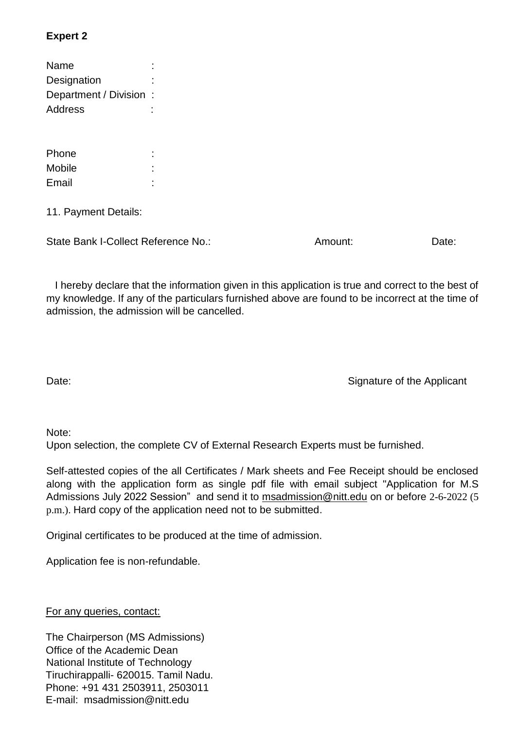**Expert 2**

Name :
Designation :
Department / Division :
Address :

Phone :
Mobile :
Email :

11. Payment Details:

State Bank I-Collect Reference No.: Amount: Date:

I hereby declare that the information given in this application is true and correct to the best of my knowledge. If any of the particulars furnished above are found to be incorrect at the time of admission, the admission will be cancelled.

Date: Signature of the Applicant

Note:

Upon selection, the complete CV of External Research Experts must be furnished.

Self-attested copies of the all Certificates / Mark sheets and Fee Receipt should be enclosed along with the application form as single pdf file with email subject "Application for M.S Admissions July 2022 Session" and send it to msadmission@nitt.edu on or before 2-6-2022 (5 p.m.). Hard copy of the application need not to be submitted.

Original certificates to be produced at the time of admission.

Application fee is non-refundable.

For any queries, contact:

The Chairperson (MS Admissions)
Office of the Academic Dean
National Institute of Technology
Tiruchirappalli- 620015. Tamil Nadu.
Phone: +91 431 2503911, 2503011
E-mail: msadmission@nitt.edu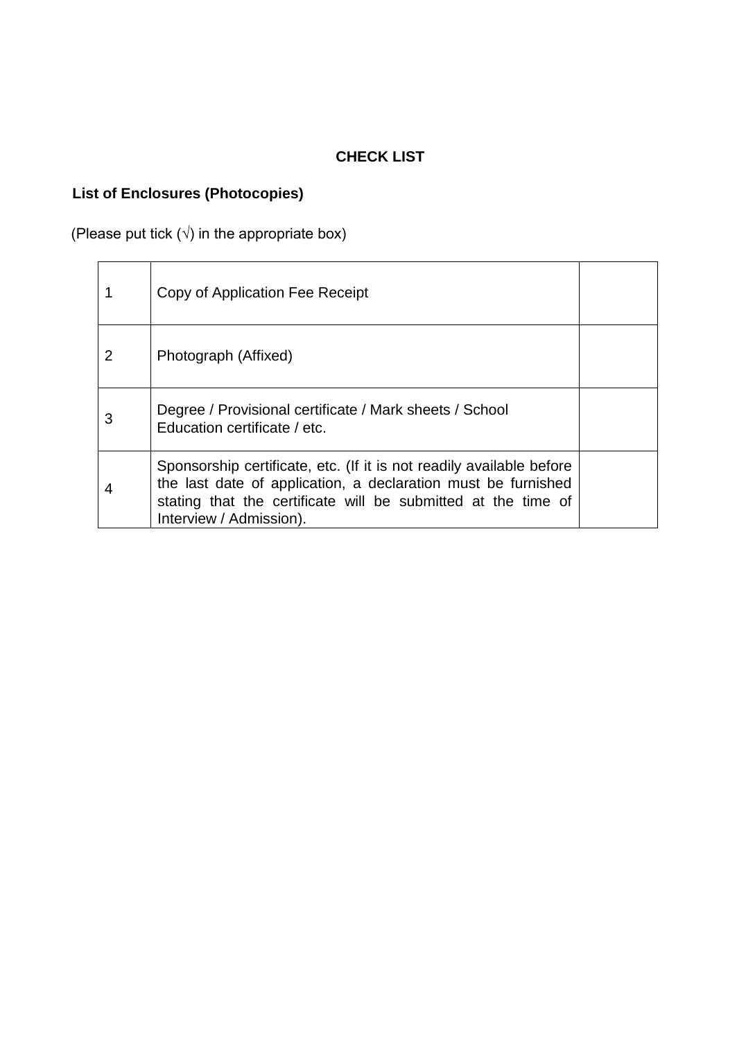**CHECK LIST**

**List of Enclosures (Photocopies)**

(Please put tick (√) in the appropriate box)

| | | |
|---|---|---|
| 1 | Copy of Application Fee Receipt | |
| 2 | Photograph (Affixed) | |
| 3 | Degree / Provisional certificate / Mark sheets / School Education certificate / etc. | |
| 4 | Sponsorship certificate, etc. (If it is not readily available before the last date of application, a declaration must be furnished stating that the certificate will be submitted at the time of Interview / Admission). | |